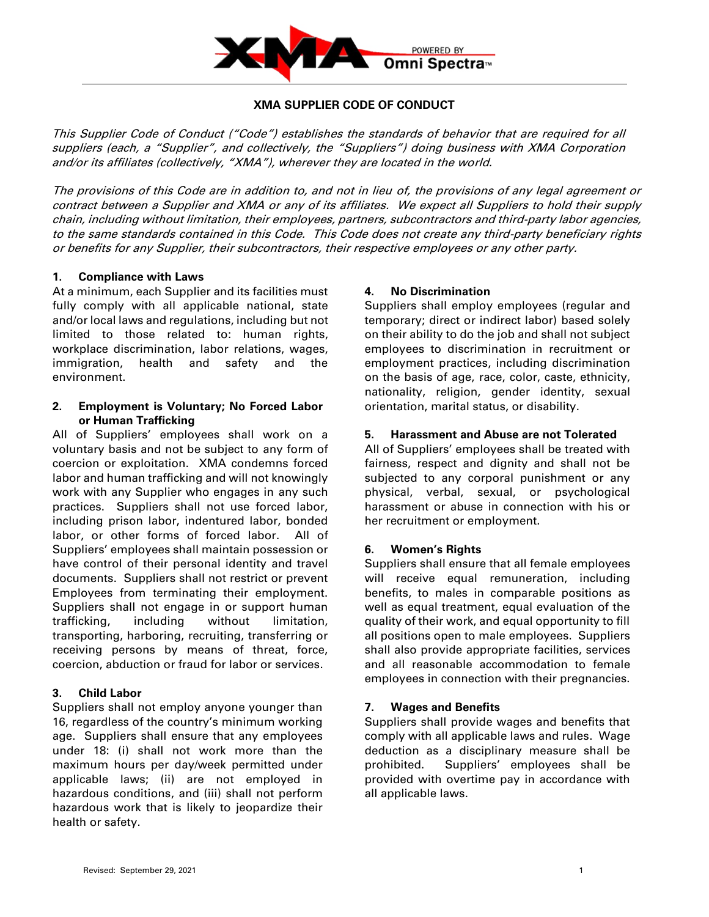# XMA SUPPLIER CODE OF CONDUCT

*This Supplier Code of Conduct ("Code") establishes the standards of behavior that are required for all suppliers (each, a "Supplier", and collectively, the "Suppliers") doing business with XMA Corporation and/or its affiliates (collectively, "XMA"), wherever they are located in the world.*

*The provisions of this Code are in addition to, and not in lieu of, the provisions of any legal agreement or contract between a Supplier and XMA or any of its affiliates. We expect all Suppliers to hold their supply chain, including without limitation, their employees, partners, subcontractors and third-party labor agencies, to the same standards contained in this Code. This Code does not create any third-party beneficiary rights or benefits for any Supplier, their subcontractors, their respective employees or any other party.*

## 1. Compliance with Laws

At a minimum, each Supplier and its facilities must fully comply with all applicable national, state and/or local laws and regulations, including but not limited to those related to: human rights, workplace discrimination, labor relations, wages, immigration, health and safety and the environment.

## 2. Employment is Voluntary; No Forced Labor or Human Trafficking

All of Suppliers' employees shall work on a voluntary basis and not be subject to any form of coercion or exploitation. XMA condemns forced labor and human trafficking and will not knowingly work with any Supplier who engages in any such practices. Suppliers shall not use forced labor, including prison labor, indentured labor, bonded labor, or other forms of forced labor. All of Suppliers' employees shall maintain possession or have control of their personal identity and travel documents. Suppliers shall not restrict or prevent Employees from terminating their employment. Suppliers shall not engage in or support human trafficking, including without limitation, transporting, harboring, recruiting, transferring or receiving persons by means of threat, force, coercion, abduction or fraud for labor or services.

## 3. Child Labor

Suppliers shall not employ anyone younger than 16, regardless of the country's minimum working age. Suppliers shall ensure that any employees under 18: (i) shall not work more than the maximum hours per day/week permitted under applicable laws; (ii) are not employed in hazardous conditions, and (iii) shall not perform hazardous work that is likely to jeopardize their health or safety.

## 4. No Discrimination

Suppliers shall employ employees (regular and temporary; direct or indirect labor) based solely on their ability to do the job and shall not subject employees to discrimination in recruitment or employment practices, including discrimination on the basis of age, race, color, caste, ethnicity, nationality, religion, gender identity, sexual orientation, marital status, or disability.

## 5. Harassment and Abuse are not Tolerated

All of Suppliers' employees shall be treated with fairness, respect and dignity and shall not be subjected to any corporal punishment or any physical, verbal, sexual, or psychological harassment or abuse in connection with his or her recruitment or employment.

## 6. Women's Rights

Suppliers shall ensure that all female employees will receive equal remuneration, including benefits, to males in comparable positions as well as equal treatment, equal evaluation of the quality of their work, and equal opportunity to fill all positions open to male employees. Suppliers shall also provide appropriate facilities, services and all reasonable accommodation to female employees in connection with their pregnancies.

## 7. Wages and Benefits

Suppliers shall provide wages and benefits that comply with all applicable laws and rules. Wage deduction as a disciplinary measure shall be prohibited. Suppliers' employees shall be provided with overtime pay in accordance with all applicable laws.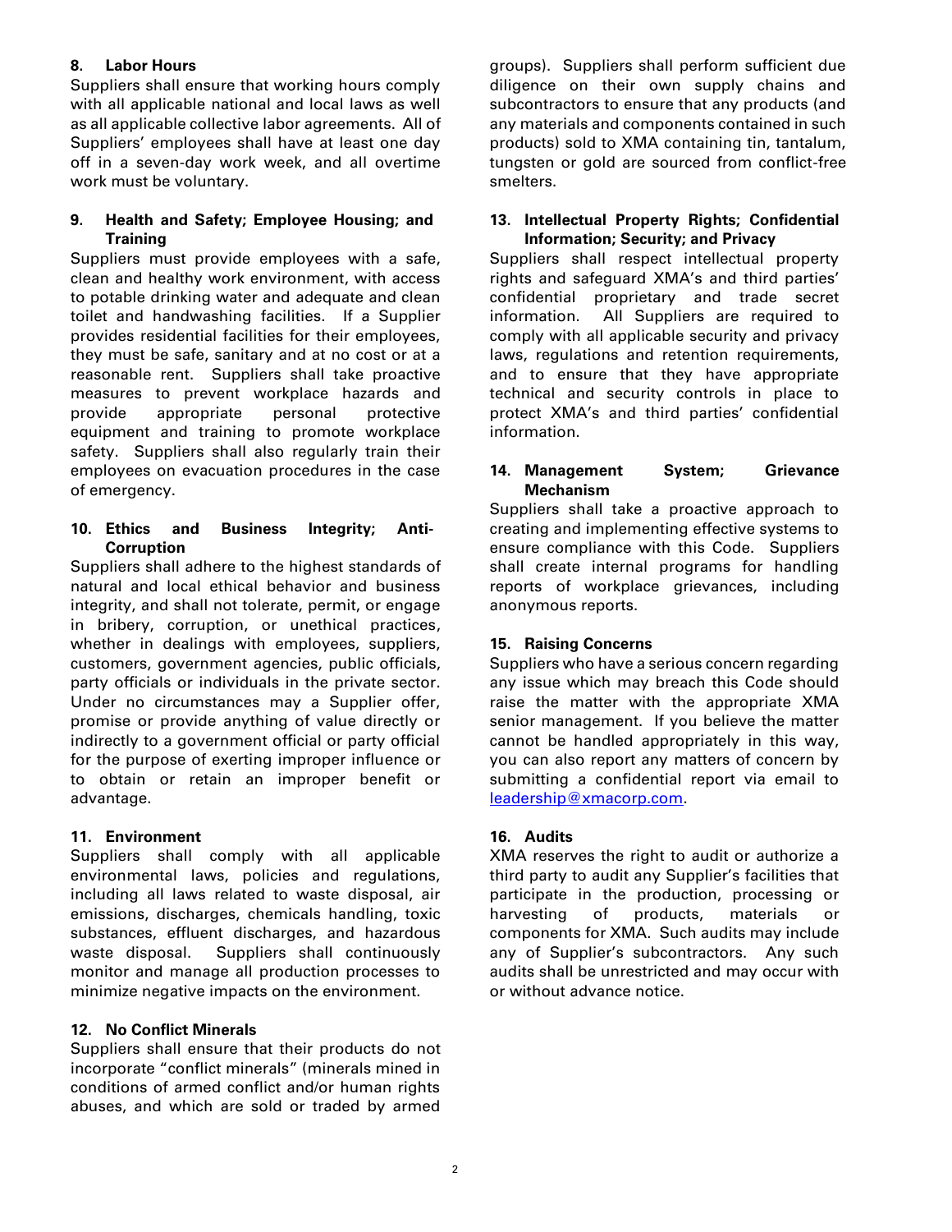### 8. Labor Hours

Suppliers shall ensure that working hours comply with all applicable national and local laws as well as all applicable collective labor agreements. All of Suppliers' employees shall have at least one day off in a seven-day work week, and all overtime work must be voluntary.

### 9. Health and Safety; Employee Housing; and Training

Suppliers must provide employees with a safe, clean and healthy work environment, with access to potable drinking water and adequate and clean toilet and handwashing facilities. If a Supplier provides residential facilities for their employees, they must be safe, sanitary and at no cost or at a reasonable rent. Suppliers shall take proactive measures to prevent workplace hazards and provide appropriate personal protective equipment and training to promote workplace safety. Suppliers shall also regularly train their employees on evacuation procedures in the case of emergency.

### 10. Ethics and Business Integrity; Anti-Corruption

Suppliers shall adhere to the highest standards of natural and local ethical behavior and business integrity, and shall not tolerate, permit, or engage in bribery, corruption, or unethical practices, whether in dealings with employees, suppliers, customers, government agencies, public officials, party officials or individuals in the private sector. Under no circumstances may a Supplier offer, promise or provide anything of value directly or indirectly to a government official or party official for the purpose of exerting improper influence or to obtain or retain an improper benefit or advantage.

### 11. Environment

Suppliers shall comply with all applicable environmental laws, policies and regulations, including all laws related to waste disposal, air emissions, discharges, chemicals handling, toxic substances, effluent discharges, and hazardous waste disposal. Suppliers shall continuously monitor and manage all production processes to minimize negative impacts on the environment.

### 12. No Conflict Minerals

Suppliers shall ensure that their products do not incorporate "conflict minerals" (minerals mined in conditions of armed conflict and/or human rights abuses, and which are sold or traded by armed groups). Suppliers shall perform sufficient due diligence on their own supply chains and subcontractors to ensure that any products (and any materials and components contained in such products) sold to XMA containing tin, tantalum, tungsten or gold are sourced from conflict-free smelters.

### 13. Intellectual Property Rights; Confidential Information; Security; and Privacy

Suppliers shall respect intellectual property rights and safeguard XMA's and third parties' confidential proprietary and trade secret information. All Suppliers are required to comply with all applicable security and privacy laws, regulations and retention requirements, and to ensure that they have appropriate technical and security controls in place to protect XMA's and third parties' confidential information.

### 14. Management System; Grievance Mechanism

Suppliers shall take a proactive approach to creating and implementing effective systems to ensure compliance with this Code. Suppliers shall create internal programs for handling reports of workplace grievances, including anonymous reports.

### 15. Raising Concerns

Suppliers who have a serious concern regarding any issue which may breach this Code should raise the matter with the appropriate XMA senior management. If you believe the matter cannot be handled appropriately in this way, you can also report any matters of concern by submitting a confidential report via email to [leadership@xmacorp.com](mailto:leadership@xmacorp.com).

### 16. Audits

XMA reserves the right to audit or authorize a third party to audit any Supplier's facilities that participate in the production, processing or harvesting of products, materials or components for XMA. Such audits may include any of Supplier's subcontractors. Any such audits shall be unrestricted and may occur with or without advance notice.